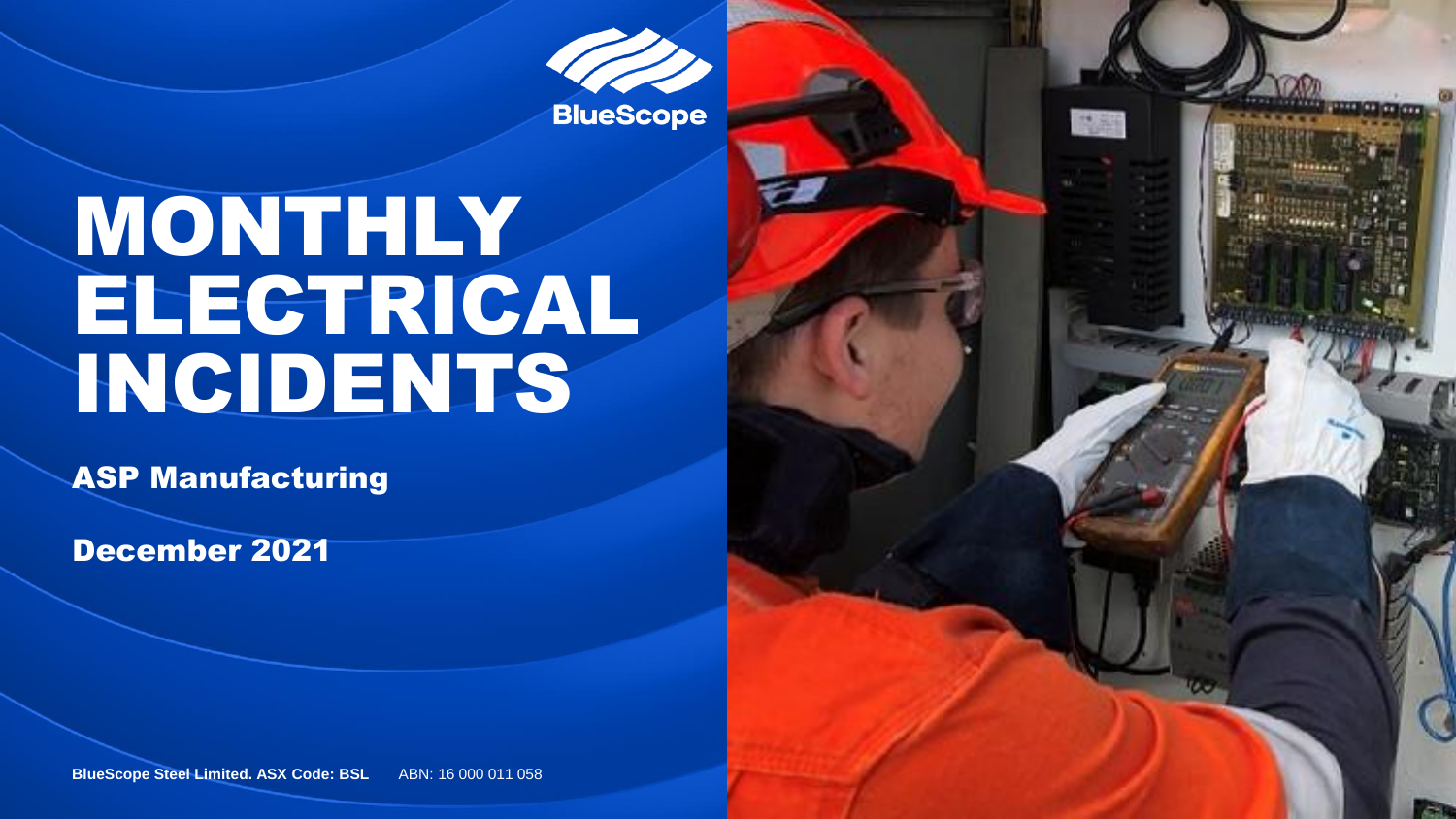BlueScope

# MONTHLY ELECTRICAL INCIDENTS

**ASP Manufacturing**

**December 2021**

**BlueScope Steel Limited. ASX Code: BSL** ABN: 16 000 011 058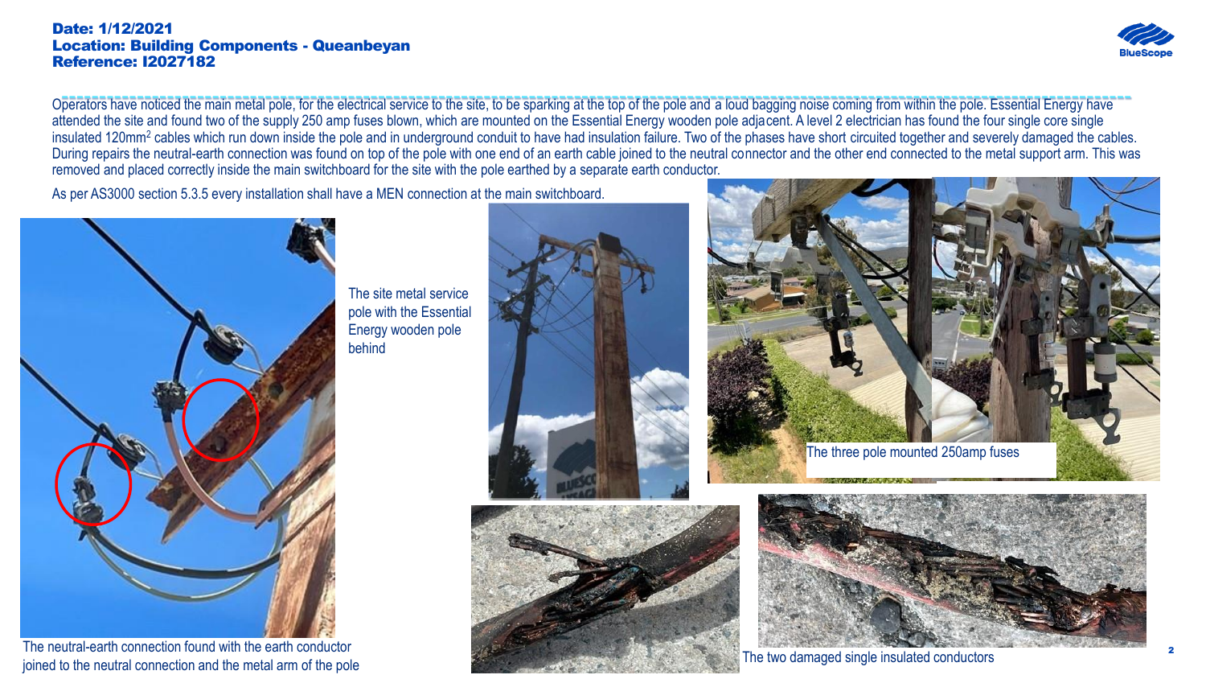**Date: 1/12/2021**
**Location: Building Components - Queanbeyan**
**Reference: I2027182**

Operators have noticed the main metal pole, for the electrical service to the site, to be sparking at the top of the pole and a loud bagging noise coming from within the pole. Essential Energy have attended the site and found two of the supply 250 amp fuses blown, which are mounted on the Essential Energy wooden pole adjacent. A level 2 electrician has found the four single core single insulated 120mm$^2$ cables which run down inside the pole and in underground conduit to have had insulation failure. Two of the phases have short circuited together and severely damaged the cables. During repairs the neutral-earth connection was found on top of the pole with one end of an earth cable joined to the neutral connector and the other end connected to the metal support arm. This was removed and placed correctly inside the main switchboard for the site with the pole earthed by a separate earth conductor.

As per AS3000 section 5.3.5 every installation shall have a MEN connection at the main switchboard.

The neutral-earth connection found with the earth conductor joined to the neutral connection and the metal arm of the pole

The site metal service pole with the Essential Energy wooden pole behind

The three pole mounted 250amp fuses

The two damaged single insulated conductors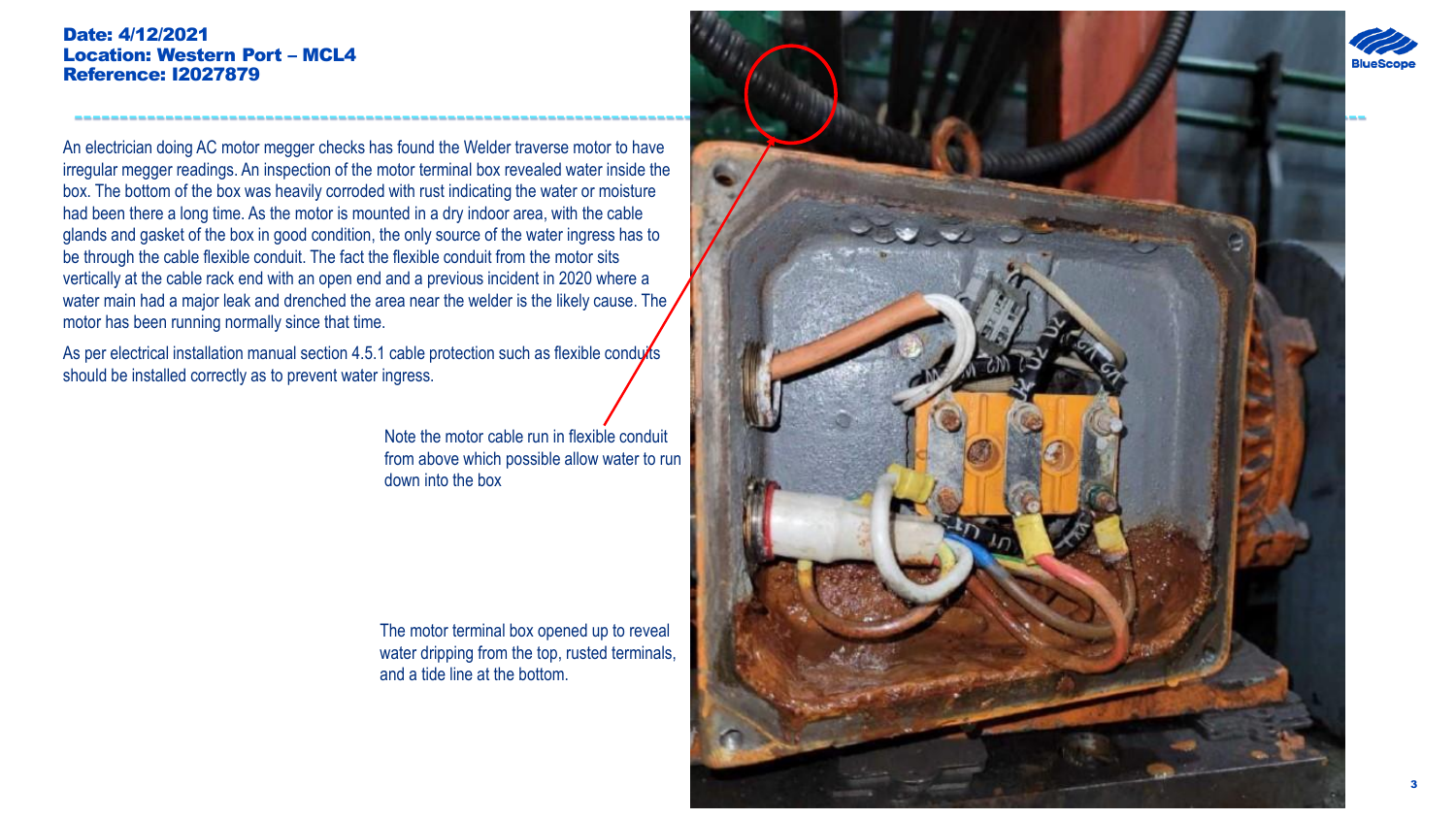**Date: 4/12/2021**
**Location: Western Port – MCL4**
**Reference: I2027879**

An electrician doing AC motor megger checks has found the Welder traverse motor to have irregular megger readings. An inspection of the motor terminal box revealed water inside the box. The bottom of the box was heavily corroded with rust indicating the water or moisture had been there a long time. As the motor is mounted in a dry indoor area, with the cable glands and gasket of the box in good condition, the only source of the water ingress has to be through the cable flexible conduit. The fact the flexible conduit from the motor sits vertically at the cable rack end with an open end and a previous incident in 2020 where a water main had a major leak and drenched the area near the welder is the likely cause. The motor has been running normally since that time.

As per electrical installation manual section 4.5.1 cable protection such as flexible conduits should be installed correctly as to prevent water ingress.

Note the motor cable run in flexible conduit from above which possible allow water to run down into the box

The motor terminal box opened up to reveal water dripping from the top, rusted terminals, and a tide line at the bottom.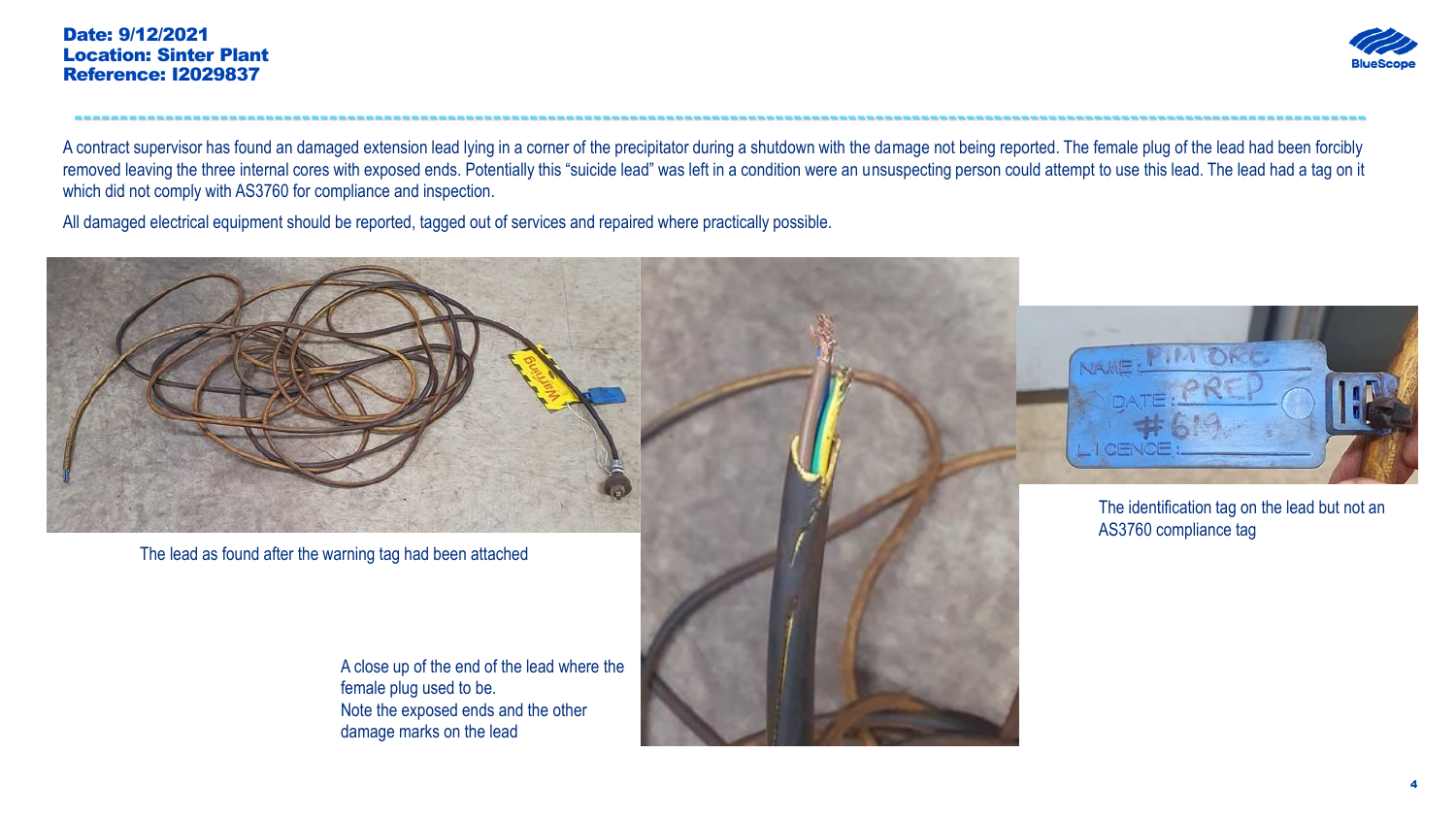**Date: 9/12/2021**
**Location: Sinter Plant**
**Reference: I2029837**

A contract supervisor has found an damaged extension lead lying in a corner of the precipitator during a shutdown with the damage not being reported. The female plug of the lead had been forcibly removed leaving the three internal cores with exposed ends. Potentially this "suicide lead" was left in a condition were an unsuspecting person could attempt to use this lead. The lead had a tag on it which did not comply with AS3760 for compliance and inspection.

All damaged electrical equipment should be reported, tagged out of services and repaired where practically possible.

The lead as found after the warning tag had been attached

A close up of the end of the lead where the female plug used to be.
Note the exposed ends and the other damage marks on the lead

The identification tag on the lead but not an AS3760 compliance tag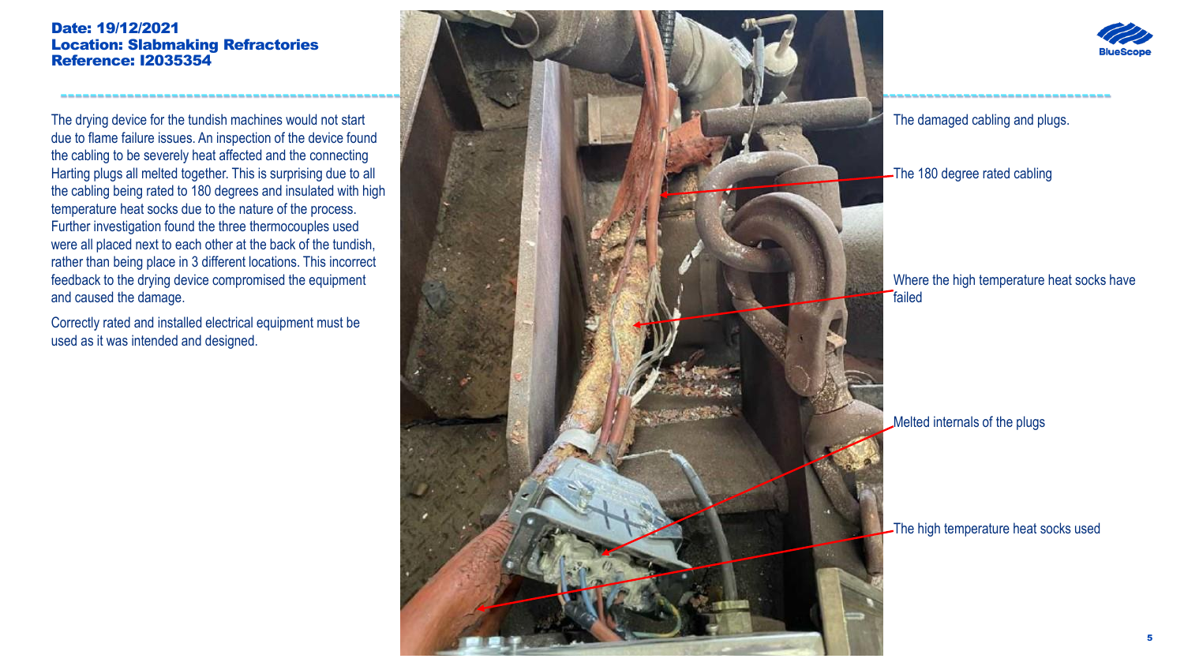**Date: 19/12/2021**
**Location: Slabmaking Refractories**
**Reference: I2035354**

The drying device for the tundish machines would not start due to flame failure issues. An inspection of the device found the cabling to be severely heat affected and the connecting Harting plugs all melted together. This is surprising due to all the cabling being rated to 180 degrees and insulated with high temperature heat socks due to the nature of the process. Further investigation found the three thermocouples used were all placed next to each other at the back of the tundish, rather than being place in 3 different locations. This incorrect feedback to the drying device compromised the equipment and caused the damage.

Correctly rated and installed electrical equipment must be used as it was intended and designed.

The damaged cabling and plugs.

The 180 degree rated cabling

Where the high temperature heat socks have failed

Melted internals of the plugs

The high temperature heat socks used